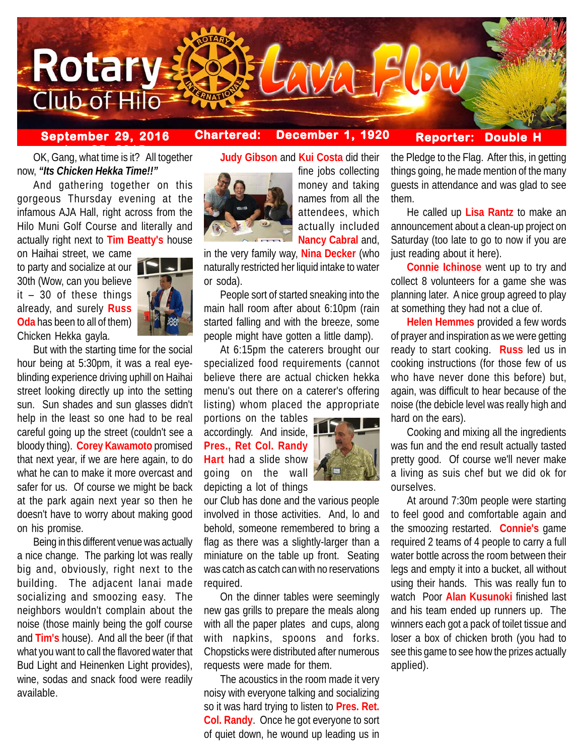# Rotary Club of Hilo Lava Flow

**September 29, 2016** | **Chartered: December 1, 1920** | **Reporter: Double H**

OK, Gang, what time is it? All together now, ***"Its Chicken Hekka Time!!"***

And gathering together on this gorgeous Thursday evening at the infamous AJA Hall, right across from the Hilo Muni Golf Course and literally and actually right next to **Tim Beatty's** house on Haihai street, we came to party and socialize at our 30th (Wow, can you believe it – 30 of these things already, and surely **Russ Oda** has been to all of them) Chicken Hekka gayla.

But with the starting time for the social hour being at 5:30pm, it was a real eye-blinding experience driving uphill on Haihai street looking directly up into the setting sun. Sun shades and sun glasses didn't help in the least so one had to be real careful going up the street (couldn't see a bloody thing). **Corey Kawamoto** promised that next year, if we are here again, to do what he can to make it more overcast and safer for us. Of course we might be back at the park again next year so then he doesn't have to worry about making good on his promise.

Being in this different venue was actually a nice change. The parking lot was really big and, obviously, right next to the building. The adjacent lanai made socializing and smoozing easy. The neighbors wouldn't complain about the noise (those mainly being the golf course and **Tim's** house). And all the beer (if that what you want to call the flavored water that Bud Light and Heinenken Light provides), wine, sodas and snack food were readily available.

**Judy Gibson** and **Kui Costa** did their fine jobs collecting money and taking names from all the attendees, which actually included **Nancy Cabral** and, in the very family way, **Nina Decker** (who naturally restricted her liquid intake to water or soda).

People sort of started sneaking into the main hall room after about 6:10pm (rain started falling and with the breeze, some people might have gotten a little damp).

At 6:15pm the caterers brought our specialized food requirements (cannot believe there are actual chicken hekka menu's out there on a caterer's offering listing) whom placed the appropriate portions on the tables accordingly. And inside, **Pres., Ret Col. Randy Hart** had a slide show going on the wall depicting a lot of things our Club has done and the various people involved in those activities. And, lo and behold, someone remembered to bring a flag as there was a slightly-larger than a miniature on the table up front. Seating was catch as catch can with no reservations required.

On the dinner tables were seemingly new gas grills to prepare the meals along with all the paper plates and cups, along with napkins, spoons and forks. Chopsticks were distributed after numerous requests were made for them.

The acoustics in the room made it very noisy with everyone talking and socializing so it was hard trying to listen to **Pres. Ret. Col. Randy**. Once he got everyone to sort of quiet down, he wound up leading us in the Pledge to the Flag. After this, in getting things going, he made mention of the many guests in attendance and was glad to see them.

He called up **Lisa Rantz** to make an announcement about a clean-up project on Saturday (too late to go to now if you are just reading about it here).

**Connie Ichinose** went up to try and collect 8 volunteers for a game she was planning later. A nice group agreed to play at something they had not a clue of.

**Helen Hemmes** provided a few words of prayer and inspiration as we were getting ready to start cooking. **Russ** led us in cooking instructions (for those few of us who have never done this before) but, again, was difficult to hear because of the noise (the debicle level was really high and hard on the ears).

Cooking and mixing all the ingredients was fun and the end result actually tasted pretty good. Of course we'll never make a living as suis chef but we did ok for ourselves.

At around 7:30m people were starting to feel good and comfortable again and the smoozing restarted. **Connie's** game required 2 teams of 4 people to carry a full water bottle across the room between their legs and empty it into a bucket, all without using their hands. This was really fun to watch Poor **Alan Kusunoki** finished last and his team ended up runners up. The winners each got a pack of toilet tissue and loser a box of chicken broth (you had to see this game to see how the prizes actually applied).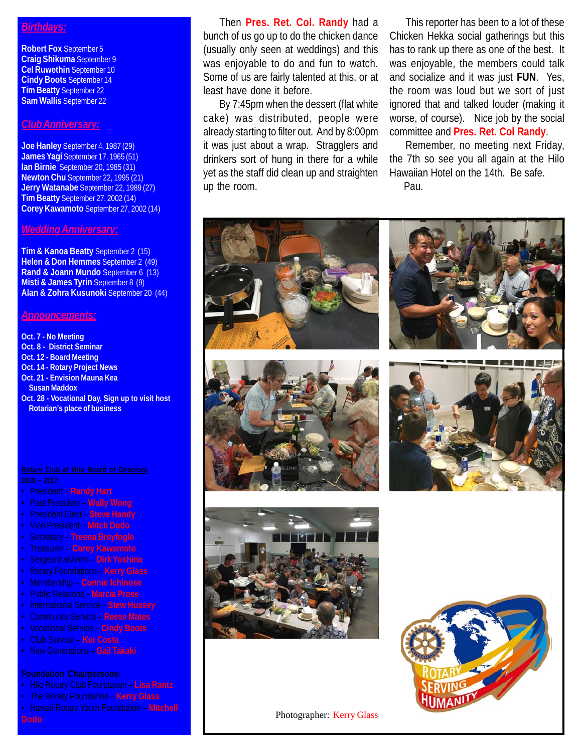## Birthdays:

**Robert Fox** September 5
**Craig Shikuma** September 9
**Cel Ruwethin** September 10
**Cindy Boots** September 14
**Tim Beatty** September 22
**Sam Wallis** September 22

## Club Anniversary:

**Joe Hanley** September 4, 1987 (29)
**James Yagi** September 17, 1965 (51)
**Ian Birnie** September 20, 1985 (31)
**Newton Chu** September 22, 1995 (21)
**Jerry Watanabe** September 22, 1989 (27)
**Tim Beatty** September 27, 2002 (14)
**Corey Kawamoto** September 27, 2002 (14)

## Wedding Anniversary:

**Tim & Kanoa Beatty** September 2 (15)
**Helen & Don Hemmes** September 2 (49)
**Rand & Joann Mundo** September 6 (13)
**Misti & James Tyrin** September 8 (9)
**Alan & Zohra Kusunoki** September 20 (44)

## Announcements:

**Oct. 7 - No Meeting**
**Oct. 8 - District Seminar**
**Oct. 12 - Board Meeting**
**Oct. 14 - Rotary Project News**
**Oct. 21 - Envision Mauna Kea Susan Maddox**
**Oct. 28 - Vocational Day, Sign up to visit host Rotarian's place of business**

**Rotary Club of Hilo Board of Directors 2016 – 2017:**

- President – **Randy Hart**
- Past President – **Wally Wong**
- President Elect – **Steve Handy**
- Vice President – **Mitch Dodo**
- Secretary – **Treena Breyfogle**
- Treasurer – **Corey Kawamoto**
- Sergeant at Arms – **Dirk Yoshina**
- Rotary Foundations – **Kerry Glass**
- Membership – **Connie Ichinose**
- Public Relations – **Marcia Prose**
- International Service – **Stew Hussey**
- Community Service – **Reese Mates**
- Vocational Service – **Cindy Boots**
- Club Service – **Kui Costa**
- New Generations – **Gail Takaki**

**Foundation Chairpersons:**

- Hilo Rotary Club Foundation – **Lisa Rantz**
- The Rotary Foundation – **Kerry Glass**
- Hawaii Rotary Youth Foundation – **Mitchell Dodo**

Then **Pres. Ret. Col. Randy** had a bunch of us go up to do the chicken dance (usually only seen at weddings) and this was enjoyable to do and fun to watch. Some of us are fairly talented at this, or at least have done it before.

By 7:45pm when the dessert (flat white cake) was distributed, people were already starting to filter out. And by 8:00pm it was just about a wrap. Stragglers and drinkers sort of hung in there for a while yet as the staff did clean up and straighten up the room.

This reporter has been to a lot of these Chicken Hekka social gatherings but this has to rank up there as one of the best. It was enjoyable, the members could talk and socialize and it was just **FUN**. Yes, the room was loud but we sort of just ignored that and talked louder (making it worse, of course). Nice job by the social committee and **Pres. Ret. Col Randy**.

Remember, no meeting next Friday, the 7th so see you all again at the Hilo Hawaiian Hotel on the 14th. Be safe.

Pau.

Photographer: Kerry Glass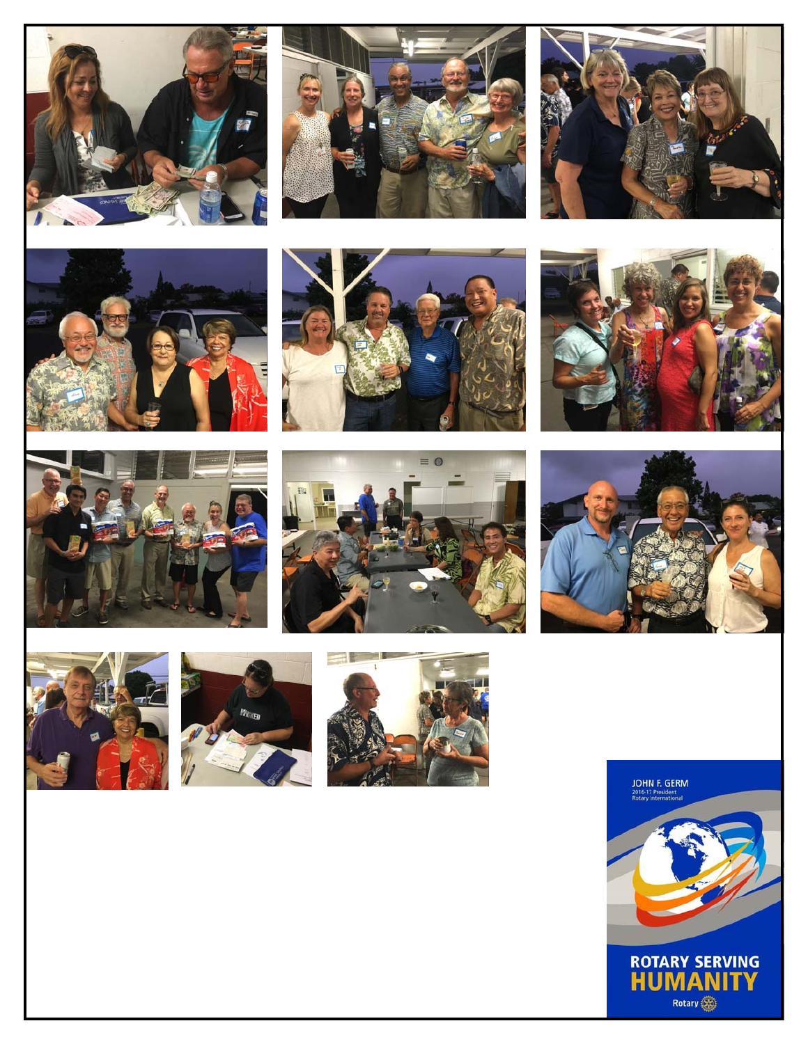JOHN F. GERM
2016-17 President
Rotary International

ROTARY SERVING
HUMANITY

Rotary